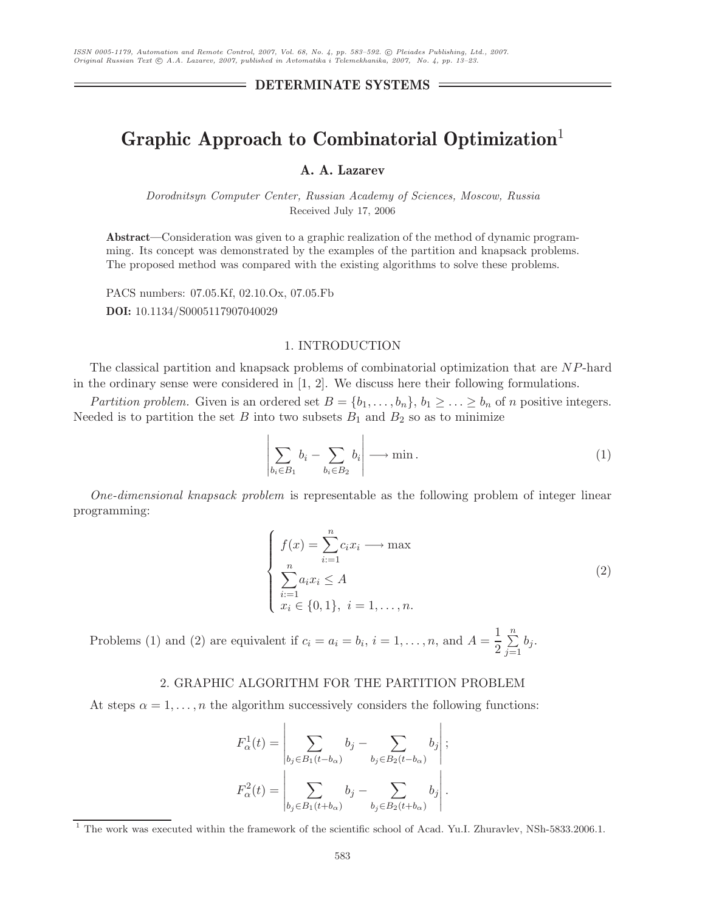DETERMINATE SYSTEMS

# Graphic Approach to Combinatorial Optimization[1]

**A. A. Lazarev**

*Dorodnitsyn Computer Center, Russian Academy of Sciences, Moscow, Russia*
Received July 17, 2006

**Abstract**—Consideration was given to a graphic realization of the method of dynamic programming. Its concept was demonstrated by the examples of the partition and knapsack problems. The proposed method was compared with the existing algorithms to solve these problems.

PACS numbers: 07.05.Kf, 02.10.Ox, 07.05.Fb

**DOI:** 10.1134/S0005117907040029

## 1. INTRODUCTION

The classical partition and knapsack problems of combinatorial optimization that are $NP$-hard in the ordinary sense were considered in [1, 2]. We discuss here their following formulations.

*Partition problem.* Given is an ordered set $B = \{b_1, \dots, b_n\}$, $b_1 \geq \dots \geq b_n$ of $n$ positive integers. Needed is to partition the set $B$ into two subsets $B_1$ and $B_2$ so as to minimize

$$\left| \sum_{b_i \in B_1} b_i - \sum_{b_i \in B_2} b_i \right| \longrightarrow \min. \tag{1}$$

*One-dimensional knapsack problem* is representable as the following problem of integer linear programming:

$$\begin{cases} f(x) = \sum\limits_{i:=1}^{n} c_i x_i \longrightarrow \max \\ \sum\limits_{i:=1}^{n} a_i x_i \leq A \\ x_i \in \{0, 1\},\ i = 1, \dots, n. \end{cases} \tag{2}$$

Problems (1) and (2) are equivalent if $c_i = a_i = b_i$, $i = 1, \dots, n$, and $A = \dfrac{1}{2} \sum\limits_{j=1}^{n} b_j$.

## 2. GRAPHIC ALGORITHM FOR THE PARTITION PROBLEM

At steps $\alpha = 1, \dots, n$ the algorithm successively considers the following functions:

$$F_\alpha^1(t) = \left| \sum_{b_j \in B_1(t - b_\alpha)} b_j - \sum_{b_j \in B_2(t - b_\alpha)} b_j \right|;$$

$$F_\alpha^2(t) = \left| \sum_{b_j \in B_1(t + b_\alpha)} b_j - \sum_{b_j \in B_2(t + b_\alpha)} b_j \right|.$$

[1] The work was executed within the framework of the scientific school of Acad. Yu.I. Zhuravlev, NSh-5833.2006.1.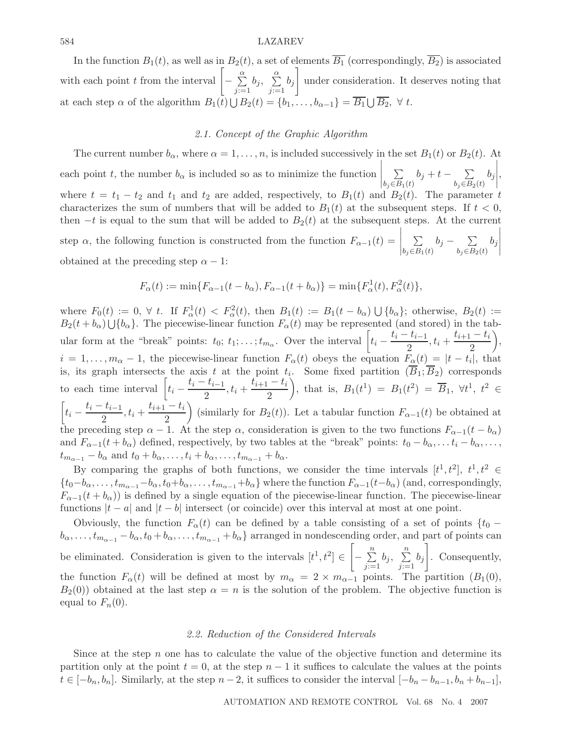In the function $B_1(t)$, as well as in $B_2(t)$, a set of elements $\overline{B_1}$ (correspondingly, $\overline{B_2}$) is associated with each point $t$ from the interval $\left[-\sum_{j:=1}^{\alpha} b_j,\ \sum_{j:=1}^{\alpha} b_j\right]$ under consideration. It deserves noting that at each step $\alpha$ of the algorithm $B_1(t) \bigcup B_2(t) = \{b_1, \dots, b_{\alpha-1}\} = \overline{B_1} \bigcup \overline{B_2},\ \forall\ t$.

### *2.1. Concept of the Graphic Algorithm*

The current number $b_\alpha$, where $\alpha = 1, \dots, n$, is included successively in the set $B_1(t)$ or $B_2(t)$. At each point $t$, the number $b_\alpha$ is included so as to minimize the function $\left|\sum_{b_j \in B_1(t)} b_j + t - \sum_{b_j \in B_2(t)} b_j\right|$, where $t = t_1 - t_2$ and $t_1$ and $t_2$ are added, respectively, to $B_1(t)$ and $B_2(t)$. The parameter $t$ characterizes the sum of numbers that will be added to $B_1(t)$ at the subsequent steps. If $t < 0$, then $-t$ is equal to the sum that will be added to $B_2(t)$ at the subsequent steps. At the current step $\alpha$, the following function is constructed from the function $F_{\alpha-1}(t) = \left|\sum_{b_j \in B_1(t)} b_j - \sum_{b_j \in B_2(t)} b_j\right|$ obtained at the preceding step $\alpha - 1$:

$$F_\alpha(t) := \min\{F_{\alpha-1}(t - b_\alpha), F_{\alpha-1}(t + b_\alpha)\} = \min\{F_\alpha^1(t), F_\alpha^2(t)\},$$

where $F_0(t) := 0,\ \forall\ t$. If $F_\alpha^1(t) < F_\alpha^2(t)$, then $B_1(t) := B_1(t - b_\alpha) \bigcup \{b_\alpha\}$; otherwise, $B_2(t) := B_2(t + b_\alpha) \bigcup \{b_\alpha\}$. The piecewise-linear function $F_\alpha(t)$ may be represented (and stored) in the tabular form at the "break" points: $t_0;\ t_1; \dots; t_{m_\alpha}$. Over the interval $\left[t_i - \frac{t_i - t_{i-1}}{2}, t_i + \frac{t_{i+1} - t_i}{2}\right)$, $i = 1, \dots, m_\alpha - 1$, the piecewise-linear function $F_\alpha(t)$ obeys the equation $F_\alpha(t) = |t - t_i|$, that is, its graph intersects the axis $t$ at the point $t_i$. Some fixed partition $(\overline{B}_1; \overline{B}_2)$ corresponds to each time interval $\left[t_i - \frac{t_i - t_{i-1}}{2}, t_i + \frac{t_{i+1} - t_i}{2}\right)$, that is, $B_1(t^1) = B_1(t^2) = \overline{B}_1,\ \forall t^1,\ t^2 \in \left[t_i - \frac{t_i - t_{i-1}}{2}, t_i + \frac{t_{i+1} - t_i}{2}\right)$ (similarly for $B_2(t)$). Let a tabular function $F_{\alpha-1}(t)$ be obtained at the preceding step $\alpha - 1$. At the step $\alpha$, consideration is given to the two functions $F_{\alpha-1}(t - b_\alpha)$ and $F_{\alpha-1}(t + b_\alpha)$ defined, respectively, by two tables at the "break" points: $t_0 - b_\alpha, \dots t_i - b_\alpha, \dots, t_{m_{\alpha-1}} - b_\alpha$ and $t_0 + b_\alpha, \dots, t_i + b_\alpha, \dots, t_{m_{\alpha-1}} + b_\alpha$.

By comparing the graphs of both functions, we consider the time intervals $[t^1, t^2]$, $t^1, t^2 \in \{t_0 - b_\alpha, \dots, t_{m_{\alpha-1}} - b_\alpha, t_0 + b_\alpha, \dots, t_{m_{\alpha-1}} + b_\alpha\}$ where the function $F_{\alpha-1}(t - b_\alpha)$ (and, correspondingly, $F_{\alpha-1}(t + b_\alpha)$) is defined by a single equation of the piecewise-linear function. The piecewise-linear functions $|t - a|$ and $|t - b|$ intersect (or coincide) over this interval at most at one point.

Obviously, the function $F_\alpha(t)$ can be defined by a table consisting of a set of points $\{t_0 - b_\alpha, \dots, t_{m_{\alpha-1}} - b_\alpha, t_0 + b_\alpha, \dots, t_{m_{\alpha-1}} + b_\alpha\}$ arranged in nondescending order, and part of points can be eliminated. Consideration is given to the intervals $[t^1, t^2] \in \left[-\sum_{j:=1}^{n} b_j,\ \sum_{j:=1}^{n} b_j\right]$. Consequently, the function $F_\alpha(t)$ will be defined at most by $m_\alpha = 2 \times m_{\alpha-1}$ points. The partition $(B_1(0), B_2(0))$ obtained at the last step $\alpha = n$ is the solution of the problem. The objective function is equal to $F_n(0)$.

### *2.2. Reduction of the Considered Intervals*

Since at the step $n$ one has to calculate the value of the objective function and determine its partition only at the point $t = 0$, at the step $n - 1$ it suffices to calculate the values at the points $t \in [-b_n, b_n]$. Similarly, at the step $n - 2$, it suffices to consider the interval $[-b_n - b_{n-1}, b_n + b_{n-1}]$,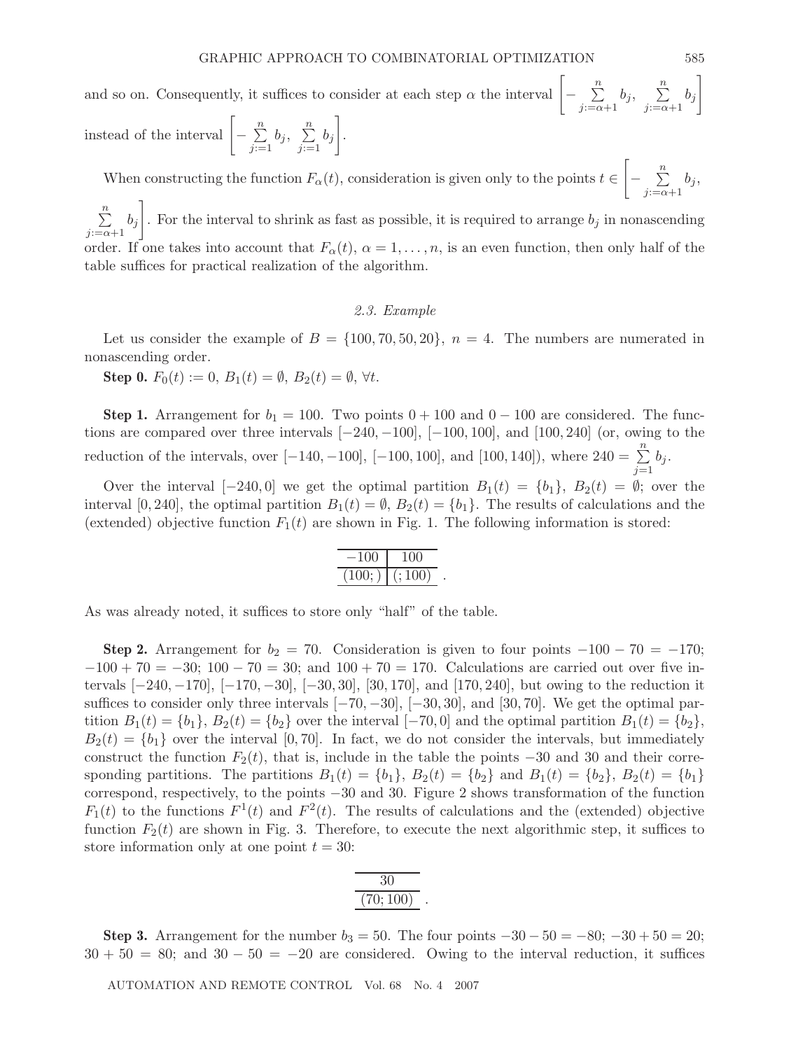and so on. Consequently, it suffices to consider at each step $\alpha$ the interval $\left[-\sum_{j:=\alpha+1}^{n} b_j,\ \sum_{j:=\alpha+1}^{n} b_j\right]$ instead of the interval $\left[-\sum_{j:=1}^{n} b_j,\ \sum_{j:=1}^{n} b_j\right]$.

When constructing the function $F_\alpha(t)$, consideration is given only to the points $t \in \left[-\sum_{j:=\alpha+1}^{n} b_j,\right.$ $\left.\sum_{j:=\alpha+1}^{n} b_j\right]$. For the interval to shrink as fast as possible, it is required to arrange $b_j$ in nonascending order. If one takes into account that $F_\alpha(t)$, $\alpha = 1, \ldots, n$, is an even function, then only half of the table suffices for practical realization of the algorithm.

### *2.3. Example*

Let us consider the example of $B = \{100, 70, 50, 20\}$, $n = 4$. The numbers are numerated in nonascending order.

**Step 0.** $F_0(t) := 0$, $B_1(t) = \emptyset$, $B_2(t) = \emptyset$, $\forall t$.

**Step 1.** Arrangement for $b_1 = 100$. Two points $0 + 100$ and $0 - 100$ are considered. The functions are compared over three intervals $[-240, -100]$, $[-100, 100]$, and $[100, 240]$ (or, owing to the reduction of the intervals, over $[-140, -100]$, $[-100, 100]$, and $[100, 140]$), where $240 = \sum_{j=1}^{n} b_j$.

Over the interval $[-240, 0]$ we get the optimal partition $B_1(t) = \{b_1\}$, $B_2(t) = \emptyset$; over the interval $[0, 240]$, the optimal partition $B_1(t) = \emptyset$, $B_2(t) = \{b_1\}$. The results of calculations and the (extended) objective function $F_1(t)$ are shown in Fig. 1. The following information is stored:

| $-100$ | $100$ |
|---|---|
| $(100; )$ | $( ; 100)$ |

As was already noted, it suffices to store only "half" of the table.

**Step 2.** Arrangement for $b_2 = 70$. Consideration is given to four points $-100 - 70 = -170$; $-100 + 70 = -30$; $100 - 70 = 30$; and $100 + 70 = 170$. Calculations are carried out over five intervals $[-240, -170]$, $[-170, -30]$, $[-30, 30]$, $[30, 170]$, and $[170, 240]$, but owing to the reduction it suffices to consider only three intervals $[-70, -30]$, $[-30, 30]$, and $[30, 70]$. We get the optimal partition $B_1(t) = \{b_1\}$, $B_2(t) = \{b_2\}$ over the interval $[-70, 0]$ and the optimal partition $B_1(t) = \{b_2\}$, $B_2(t) = \{b_1\}$ over the interval $[0, 70]$. In fact, we do not consider the intervals, but immediately construct the function $F_2(t)$, that is, include in the table the points $-30$ and $30$ and their corresponding partitions. The partitions $B_1(t) = \{b_1\}$, $B_2(t) = \{b_2\}$ and $B_1(t) = \{b_2\}$, $B_2(t) = \{b_1\}$ correspond, respectively, to the points $-30$ and $30$. Figure 2 shows transformation of the function $F_1(t)$ to the functions $F^1(t)$ and $F^2(t)$. The results of calculations and the (extended) objective function $F_2(t)$ are shown in Fig. 3. Therefore, to execute the next algorithmic step, it suffices to store information only at one point $t = 30$:

| $30$ |
|---|
| $(70; 100)$ |

**Step 3.** Arrangement for the number $b_3 = 50$. The four points $-30 - 50 = -80$; $-30 + 50 = 20$; $30 + 50 = 80$; and $30 - 50 = -20$ are considered. Owing to the interval reduction, it suffices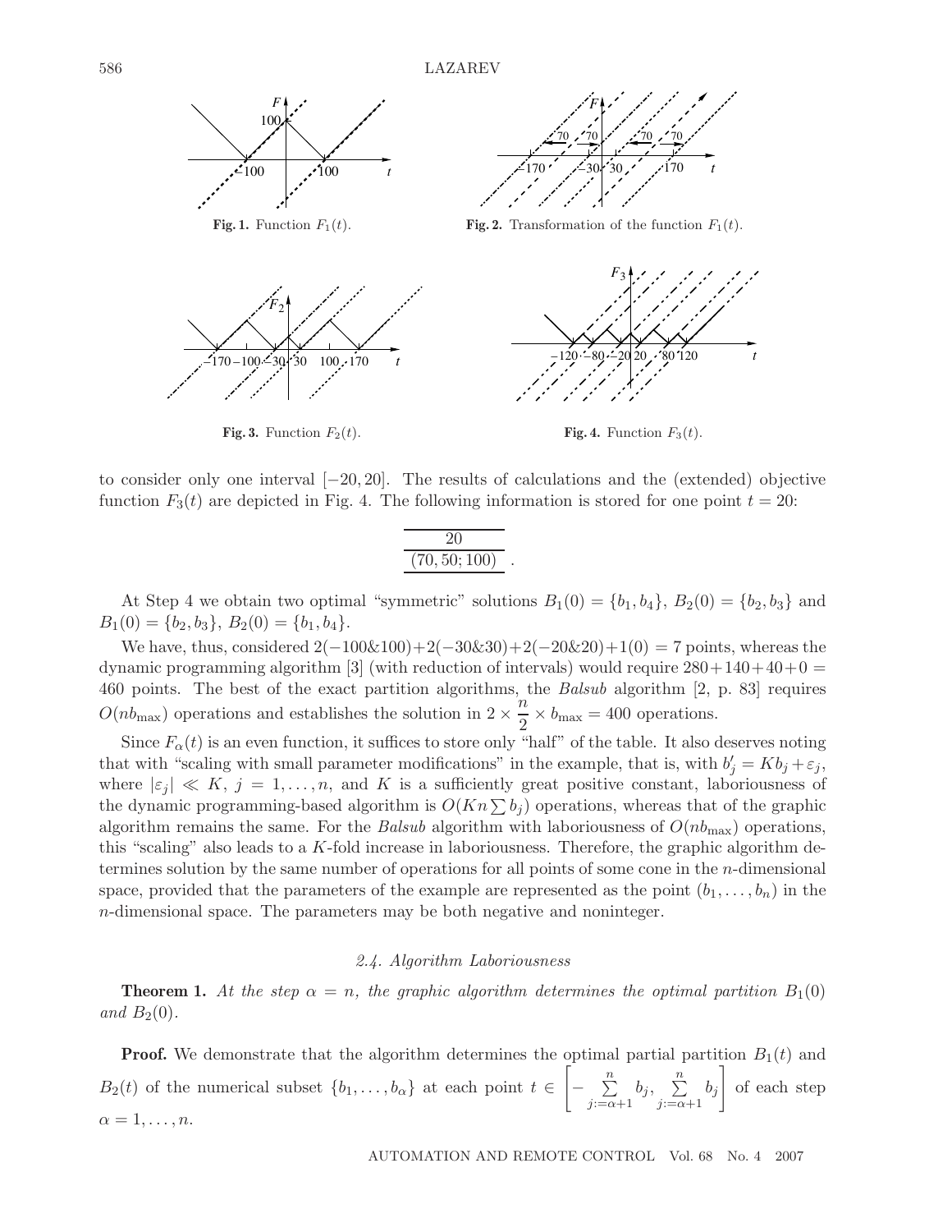Fig. 1. Function $F_1(t)$.

Fig. 2. Transformation of the function $F_1(t)$.

Fig. 3. Function $F_2(t)$.

Fig. 4. Function $F_3(t)$.

to consider only one interval $[-20, 20]$. The results of calculations and the (extended) objective function $F_3(t)$ are depicted in Fig. 4. The following information is stored for one point $t = 20$:

$$\frac{20}{(70, 50; 100)}\ .$$

At Step 4 we obtain two optimal "symmetric" solutions $B_1(0) = \{b_1, b_4\}$, $B_2(0) = \{b_2, b_3\}$ and $B_1(0) = \{b_2, b_3\}$, $B_2(0) = \{b_1, b_4\}$.

We have, thus, considered $2(-100\&100)+2(-30\&30)+2(-20\&20)+1(0) = 7$ points, whereas the dynamic programming algorithm [3] (with reduction of intervals) would require $280+140+40+0 = 460$ points. The best of the exact partition algorithms, the *Balsub* algorithm [2, p. 83] requires $O(nb_{\max})$ operations and establishes the solution in $2 \times \frac{n}{2} \times b_{\max} = 400$ operations.

Since $F_\alpha(t)$ is an even function, it suffices to store only "half" of the table. It also deserves noting that with "scaling with small parameter modifications" in the example, that is, with $b'_j = Kb_j + \varepsilon_j$, where $|\varepsilon_j| \ll K$, $j = 1, \ldots, n$, and $K$ is a sufficiently great positive constant, laboriousness of the dynamic programming-based algorithm is $O(Kn \sum b_j)$ operations, whereas that of the graphic algorithm remains the same. For the *Balsub* algorithm with laboriousness of $O(nb_{\max})$ operations, this "scaling" also leads to a $K$-fold increase in laboriousness. Therefore, the graphic algorithm determines solution by the same number of operations for all points of some cone in the $n$-dimensional space, provided that the parameters of the example are represented as the point $(b_1, \ldots, b_n)$ in the $n$-dimensional space. The parameters may be both negative and noninteger.

### *2.4. Algorithm Laboriousness*

**Theorem 1.** *At the step $\alpha = n$, the graphic algorithm determines the optimal partition $B_1(0)$ and $B_2(0)$.*

**Proof.** We demonstrate that the algorithm determines the optimal partial partition $B_1(t)$ and $B_2(t)$ of the numerical subset $\{b_1, \ldots, b_\alpha\}$ at each point $t \in \left[-\sum\limits_{j:=\alpha+1}^{n} b_j, \sum\limits_{j:=\alpha+1}^{n} b_j\right]$ of each step $\alpha = 1, \ldots, n$.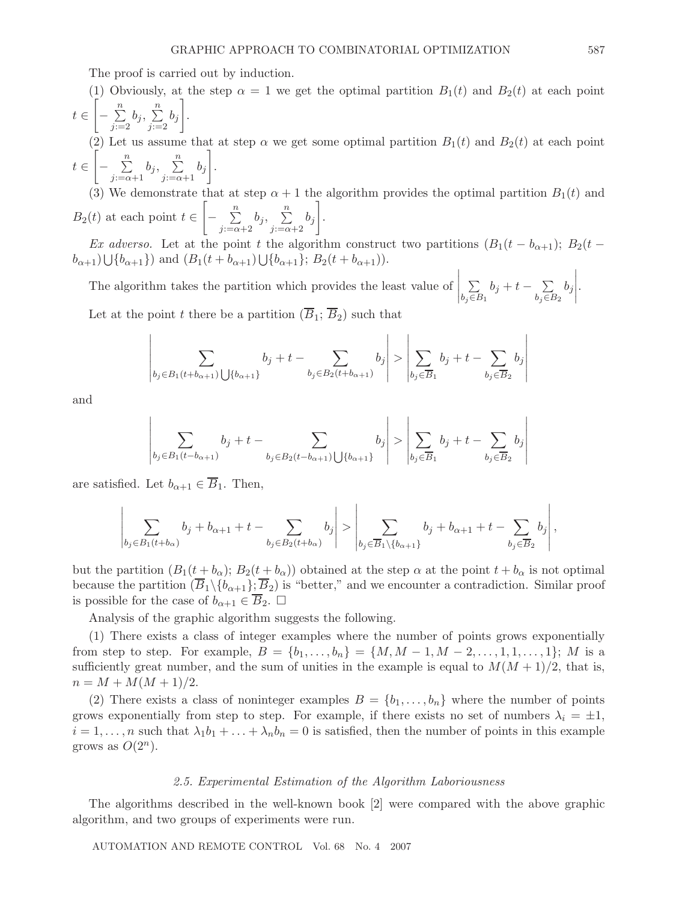The proof is carried out by induction.

(1) Obviously, at the step $\alpha = 1$ we get the optimal partition $B_1(t)$ and $B_2(t)$ at each point $t \in \left[-\sum\limits_{j:=2}^{n} b_j, \sum\limits_{j:=2}^{n} b_j\right]$.

(2) Let us assume that at step $\alpha$ we get some optimal partition $B_1(t)$ and $B_2(t)$ at each point $t \in \left[-\sum\limits_{j:=\alpha+1}^{n} b_j, \sum\limits_{j:=\alpha+1}^{n} b_j\right]$.

(3) We demonstrate that at step $\alpha + 1$ the algorithm provides the optimal partition $B_1(t)$ and $B_2(t)$ at each point $t \in \left[-\sum\limits_{j:=\alpha+2}^{n} b_j, \sum\limits_{j:=\alpha+2}^{n} b_j\right]$.

*Ex adverso.* Let at the point $t$ the algorithm construct two partitions $(B_1(t - b_{\alpha+1}); B_2(t - b_{\alpha+1}) \bigcup \{b_{\alpha+1}\})$ and $(B_1(t + b_{\alpha+1}) \bigcup \{b_{\alpha+1}\}; B_2(t + b_{\alpha+1}))$.

The algorithm takes the partition which provides the least value of $\left|\sum\limits_{b_j \in B_1} b_j + t - \sum\limits_{b_j \in B_2} b_j\right|$.

Let at the point $t$ there be a partition $(\overline{B}_1; \overline{B}_2)$ such that

$$\left|\sum_{b_j \in B_1(t+b_{\alpha+1}) \bigcup \{b_{\alpha+1}\}} b_j + t - \sum_{b_j \in B_2(t+b_{\alpha+1})} b_j\right| > \left|\sum_{b_j \in \overline{B}_1} b_j + t - \sum_{b_j \in \overline{B}_2} b_j\right|$$

and

$$\left|\sum_{b_j \in B_1(t-b_{\alpha+1})} b_j + t - \sum_{b_j \in B_2(t-b_{\alpha+1}) \bigcup \{b_{\alpha+1}\}} b_j\right| > \left|\sum_{b_j \in \overline{B}_1} b_j + t - \sum_{b_j \in \overline{B}_2} b_j\right|$$

are satisfied. Let $b_{\alpha+1} \in \overline{B}_1$. Then,

$$\left|\sum_{b_j \in B_1(t+b_\alpha)} b_j + b_{\alpha+1} + t - \sum_{b_j \in B_2(t+b_\alpha)} b_j\right| > \left|\sum_{b_j \in \overline{B}_1 \setminus \{b_{\alpha+1}\}} b_j + b_{\alpha+1} + t - \sum_{b_j \in \overline{B}_2} b_j\right|,$$

but the partition $(B_1(t + b_\alpha); B_2(t + b_\alpha))$ obtained at the step $\alpha$ at the point $t + b_\alpha$ is not optimal because the partition $(\overline{B}_1 \setminus \{b_{\alpha+1}\}; \overline{B}_2)$ is "better," and we encounter a contradiction. Similar proof is possible for the case of $b_{\alpha+1} \in \overline{B}_2$. $\square$

Analysis of the graphic algorithm suggests the following.

(1) There exists a class of integer examples where the number of points grows exponentially from step to step. For example, $B = \{b_1, \ldots, b_n\} = \{M, M-1, M-2, \ldots, 1, 1, \ldots, 1\}$; $M$ is a sufficiently great number, and the sum of unities in the example is equal to $M(M+1)/2$, that is, $n = M + M(M+1)/2$.

(2) There exists a class of noninteger examples $B = \{b_1, \ldots, b_n\}$ where the number of points grows exponentially from step to step. For example, if there exists no set of numbers $\lambda_i = \pm 1$, $i = 1, \ldots, n$ such that $\lambda_1 b_1 + \ldots + \lambda_n b_n = 0$ is satisfied, then the number of points in this example grows as $O(2^n)$.

### *2.5. Experimental Estimation of the Algorithm Laboriousness*

The algorithms described in the well-known book [2] were compared with the above graphic algorithm, and two groups of experiments were run.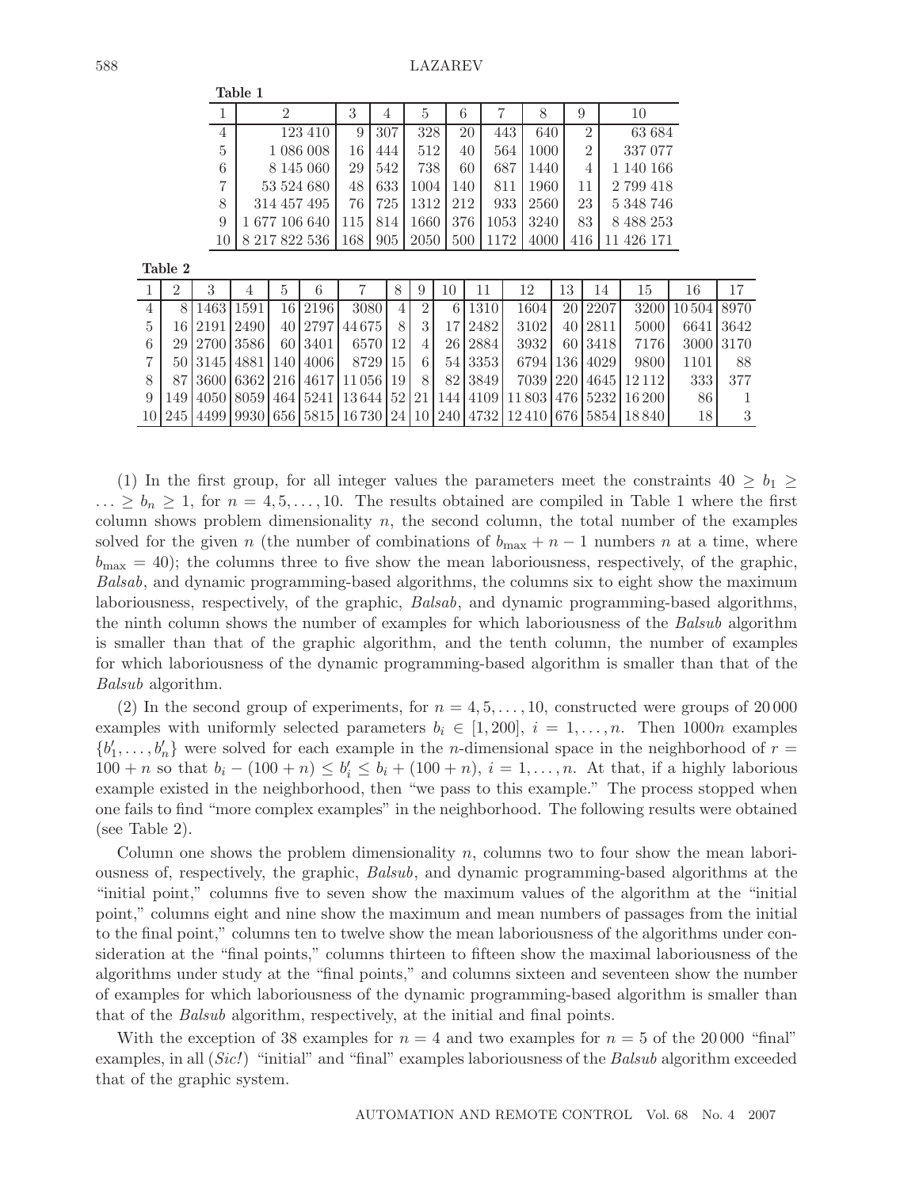**Table 1**

| 1 | 2 | 3 | 4 | 5 | 6 | 7 | 8 | 9 | 10 |
|---|---|---|---|---|---|---|---|---|---|
| 4 | 123 410 | 9 | 307 | 328 | 20 | 443 | 640 | 2 | 63 684 |
| 5 | 1 086 008 | 16 | 444 | 512 | 40 | 564 | 1000 | 2 | 337 077 |
| 6 | 8 145 060 | 29 | 542 | 738 | 60 | 687 | 1440 | 4 | 1 140 166 |
| 7 | 53 524 680 | 48 | 633 | 1004 | 140 | 811 | 1960 | 11 | 2 799 418 |
| 8 | 314 457 495 | 76 | 725 | 1312 | 212 | 933 | 2560 | 23 | 5 348 746 |
| 9 | 1 677 106 640 | 115 | 814 | 1660 | 376 | 1053 | 3240 | 83 | 8 488 253 |
| 10 | 8 217 822 536 | 168 | 905 | 2050 | 500 | 1172 | 4000 | 416 | 11 426 171 |

**Table 2**

| 1 | 2 | 3 | 4 | 5 | 6 | 7 | 8 | 9 | 10 | 11 | 12 | 13 | 14 | 15 | 16 | 17 |
|---|---|---|---|---|---|---|---|---|---|---|---|---|---|---|---|---|
| 4 | 8 | 1463 | 1591 | 16 | 2196 | 3080 | 4 | 2 | 6 | 1310 | 1604 | 20 | 2207 | 3200 | 10 504 | 8970 |
| 5 | 16 | 2191 | 2490 | 40 | 2797 | 44 675 | 8 | 3 | 17 | 2482 | 3102 | 40 | 2811 | 5000 | 6641 | 3642 |
| 6 | 29 | 2700 | 3586 | 60 | 3401 | 6570 | 12 | 4 | 26 | 2884 | 3932 | 60 | 3418 | 7176 | 3000 | 3170 |
| 7 | 50 | 3145 | 4881 | 140 | 4006 | 8729 | 15 | 6 | 54 | 3353 | 6794 | 136 | 4029 | 9800 | 1101 | 88 |
| 8 | 87 | 3600 | 6362 | 216 | 4617 | 11 056 | 19 | 8 | 82 | 3849 | 7039 | 220 | 4645 | 12 112 | 333 | 377 |
| 9 | 149 | 4050 | 8059 | 464 | 5241 | 13 644 | 52 | 21 | 144 | 4109 | 11 803 | 476 | 5232 | 16 200 | 86 | 1 |
| 10 | 245 | 4499 | 9930 | 656 | 5815 | 16 730 | 24 | 10 | 240 | 4732 | 12 410 | 676 | 5854 | 18 840 | 18 | 3 |

(1) In the first group, for all integer values the parameters meet the constraints $40 \geq b_1 \geq \ldots \geq b_n \geq 1$, for $n = 4, 5, \ldots, 10$. The results obtained are compiled in Table 1 where the first column shows problem dimensionality $n$, the second column, the total number of the examples solved for the given $n$ (the number of combinations of $b_{\max} + n - 1$ numbers $n$ at a time, where $b_{\max} = 40$); the columns three to five show the mean laboriousness, respectively, of the graphic, *Balsab*, and dynamic programming-based algorithms, the columns six to eight show the maximum laboriousness, respectively, of the graphic, *Balsab*, and dynamic programming-based algorithms, the ninth column shows the number of examples for which laboriousness of the *Balsub* algorithm is smaller than that of the graphic algorithm, and the tenth column, the number of examples for which laboriousness of the dynamic programming-based algorithm is smaller than that of the *Balsub* algorithm.

(2) In the second group of experiments, for $n = 4, 5, \ldots, 10$, constructed were groups of 20 000 examples with uniformly selected parameters $b_i \in [1, 200]$, $i = 1, \ldots, n$. Then $1000n$ examples $\{b'_1, \ldots, b'_n\}$ were solved for each example in the $n$-dimensional space in the neighborhood of $r = 100 + n$ so that $b_i - (100 + n) \leq b'_i \leq b_i + (100 + n)$, $i = 1, \ldots, n$. At that, if a highly laborious example existed in the neighborhood, then "we pass to this example." The process stopped when one fails to find "more complex examples" in the neighborhood. The following results were obtained (see Table 2).

Column one shows the problem dimensionality $n$, columns two to four show the mean laboriousness of, respectively, the graphic, *Balsub*, and dynamic programming-based algorithms at the "initial point," columns five to seven show the maximum values of the algorithm at the "initial point," columns eight and nine show the maximum and mean numbers of passages from the initial to the final point," columns ten to twelve show the mean laboriousness of the algorithms under consideration at the "final points," columns thirteen to fifteen show the maximal laboriousness of the algorithms under study at the "final points," and columns sixteen and seventeen show the number of examples for which laboriousness of the dynamic programming-based algorithm is smaller than that of the *Balsub* algorithm, respectively, at the initial and final points.

With the exception of 38 examples for $n = 4$ and two examples for $n = 5$ of the 20 000 "final" examples, in all (*Sic!*) "initial" and "final" examples laboriousness of the *Balsub* algorithm exceeded that of the graphic system.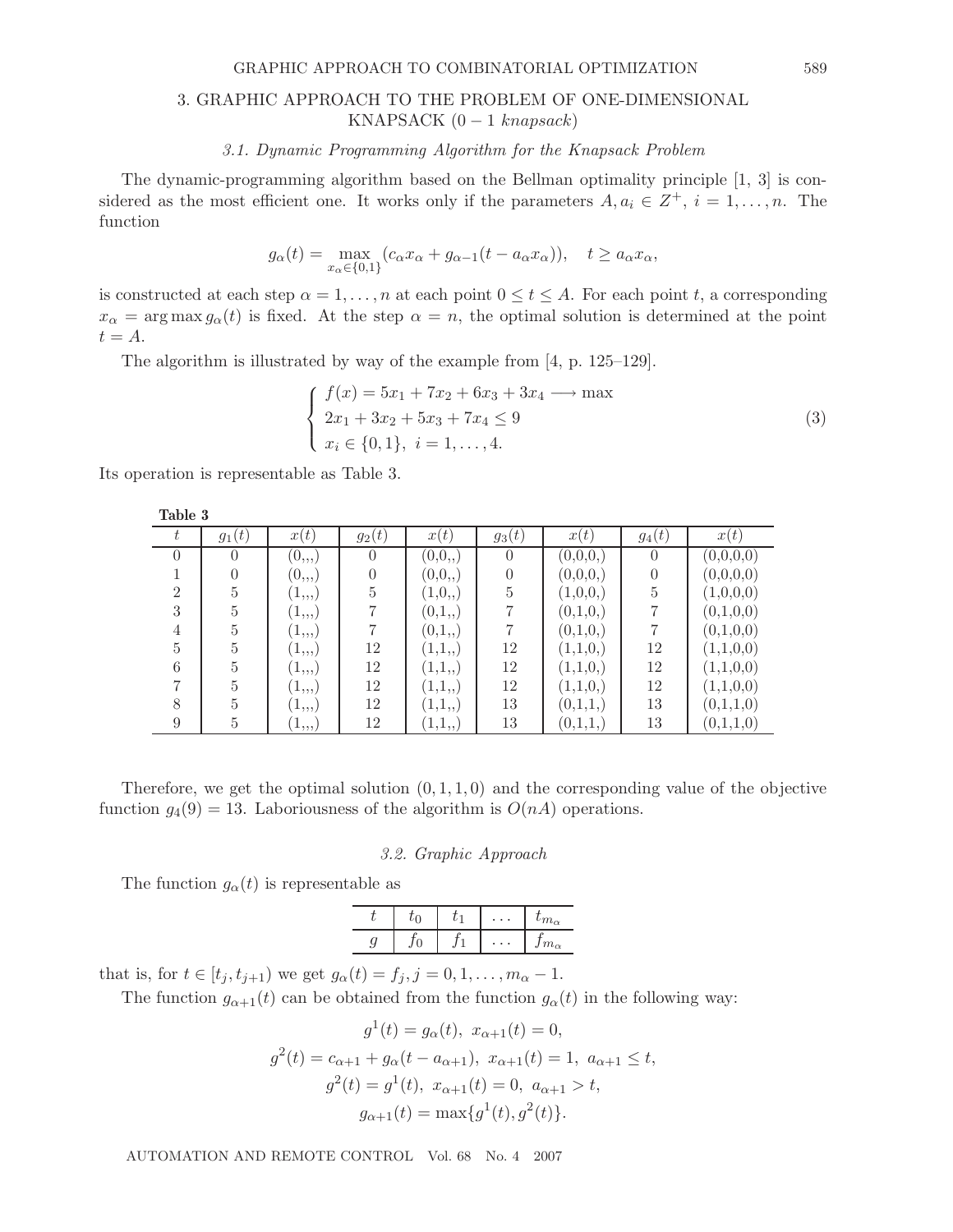## 3. GRAPHIC APPROACH TO THE PROBLEM OF ONE-DIMENSIONAL KNAPSACK (0 − 1 *knapsack*)

### 3.1. Dynamic Programming Algorithm for the Knapsack Problem

The dynamic-programming algorithm based on the Bellman optimality principle [1, 3] is considered as the most efficient one. It works only if the parameters $A, a_i \in Z^+$, $i = 1, \ldots, n$. The function

$$g_\alpha(t) = \max_{x_\alpha \in \{0,1\}} (c_\alpha x_\alpha + g_{\alpha-1}(t - a_\alpha x_\alpha)), \quad t \geq a_\alpha x_\alpha,$$

is constructed at each step $\alpha = 1, \ldots, n$ at each point $0 \leq t \leq A$. For each point $t$, a corresponding $x_\alpha = \arg\max g_\alpha(t)$ is fixed. At the step $\alpha = n$, the optimal solution is determined at the point $t = A$.

The algorithm is illustrated by way of the example from [4, p. 125–129].

$$\begin{cases} f(x) = 5x_1 + 7x_2 + 6x_3 + 3x_4 \longrightarrow \max \\ 2x_1 + 3x_2 + 5x_3 + 7x_4 \leq 9 \\ x_i \in \{0, 1\}, \ i = 1, \ldots, 4. \end{cases} \tag{3}$$

Its operation is representable as Table 3.

**Table 3**

| $t$ | $g_1(t)$ | $x(t)$ | $g_2(t)$ | $x(t)$ | $g_3(t)$ | $x(t)$ | $g_4(t)$ | $x(t)$ |
|---|---|---|---|---|---|---|---|---|
| 0 | 0 | (0,,,) | 0 | (0,0,,) | 0 | (0,0,0,) | 0 | (0,0,0,0) |
| 1 | 0 | (0,,,) | 0 | (0,0,,) | 0 | (0,0,0,) | 0 | (0,0,0,0) |
| 2 | 5 | (1,,,) | 5 | (1,0,,) | 5 | (1,0,0,) | 5 | (1,0,0,0) |
| 3 | 5 | (1,,,) | 7 | (0,1,,) | 7 | (0,1,0,) | 7 | (0,1,0,0) |
| 4 | 5 | (1,,,) | 7 | (0,1,,) | 7 | (0,1,0,) | 7 | (0,1,0,0) |
| 5 | 5 | (1,,,) | 12 | (1,1,,) | 12 | (1,1,0,) | 12 | (1,1,0,0) |
| 6 | 5 | (1,,,) | 12 | (1,1,,) | 12 | (1,1,0,) | 12 | (1,1,0,0) |
| 7 | 5 | (1,,,) | 12 | (1,1,,) | 12 | (1,1,0,) | 12 | (1,1,0,0) |
| 8 | 5 | (1,,,) | 12 | (1,1,,) | 13 | (0,1,1,) | 13 | (0,1,1,0) |
| 9 | 5 | (1,,,) | 12 | (1,1,,) | 13 | (0,1,1,) | 13 | (0,1,1,0) |

Therefore, we get the optimal solution $(0, 1, 1, 0)$ and the corresponding value of the objective function $g_4(9) = 13$. Laboriousness of the algorithm is $O(nA)$ operations.

### 3.2. Graphic Approach

The function $g_\alpha(t)$ is representable as

| $t$ | $t_0$ | $t_1$ | $\ldots$ | $t_{m_\alpha}$ |
|---|---|---|---|---|
| $g$ | $f_0$ | $f_1$ | $\ldots$ | $f_{m_\alpha}$ |

that is, for $t \in [t_j, t_{j+1})$ we get $g_\alpha(t) = f_j, j = 0, 1, \ldots, m_\alpha - 1$.

The function $g_{\alpha+1}(t)$ can be obtained from the function $g_\alpha(t)$ in the following way:

$$g^1(t) = g_\alpha(t), \ x_{\alpha+1}(t) = 0,$$

$$g^2(t) = c_{\alpha+1} + g_\alpha(t - a_{\alpha+1}), \ x_{\alpha+1}(t) = 1, \ a_{\alpha+1} \leq t,$$

$$g^2(t) = g^1(t), \ x_{\alpha+1}(t) = 0, \ a_{\alpha+1} > t,$$

$$g_{\alpha+1}(t) = \max\{g^1(t), g^2(t)\}.$$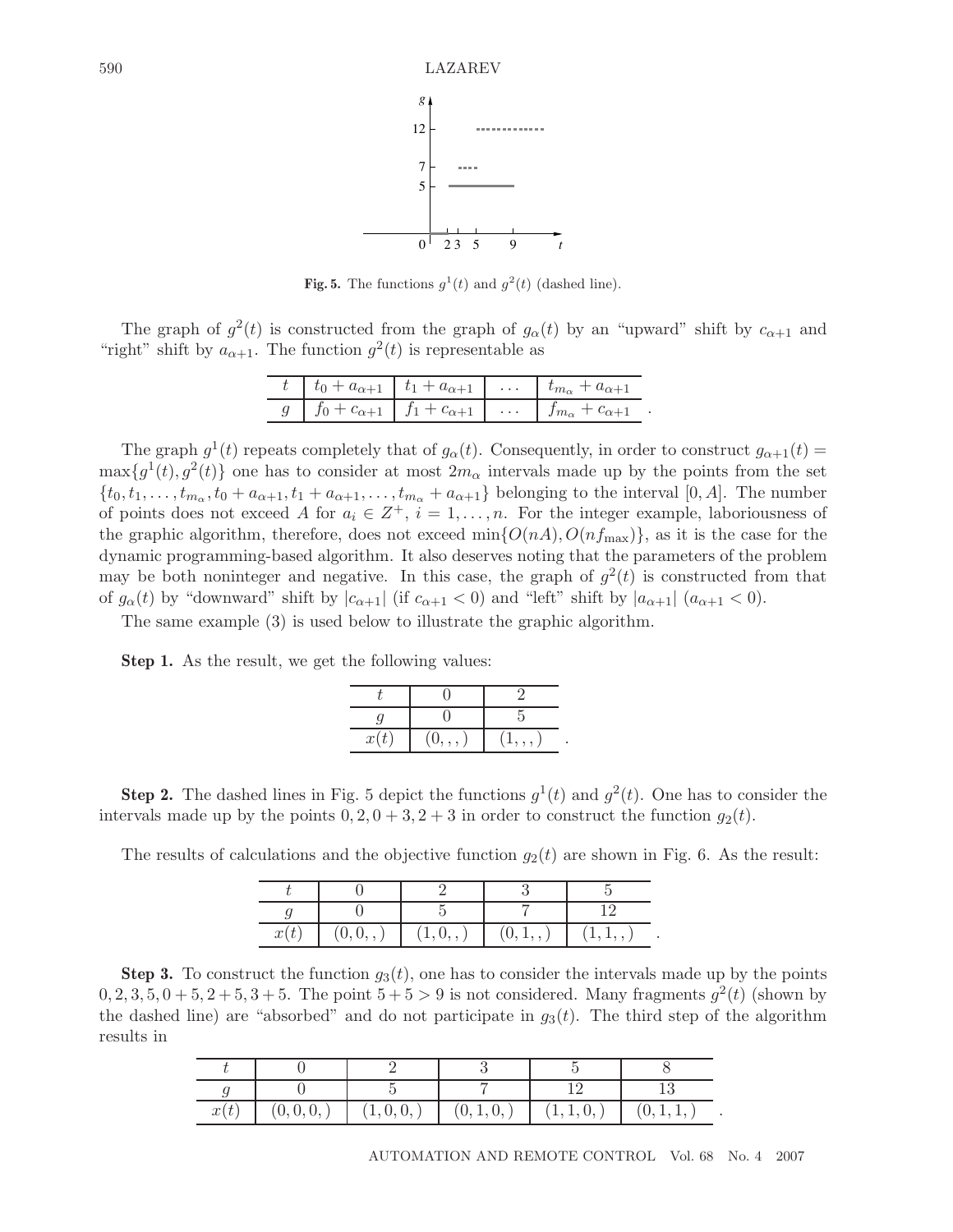**Fig. 5.** The functions $g^1(t)$ and $g^2(t)$ (dashed line).

The graph of $g^2(t)$ is constructed from the graph of $g_\alpha(t)$ by an "upward" shift by $c_{\alpha+1}$ and "right" shift by $a_{\alpha+1}$. The function $g^2(t)$ is representable as

| $t$ | $t_0 + a_{\alpha+1}$ | $t_1 + a_{\alpha+1}$ | $\dots$ | $t_{m_\alpha} + a_{\alpha+1}$ |
|---|---|---|---|---|
| $g$ | $f_0 + c_{\alpha+1}$ | $f_1 + c_{\alpha+1}$ | $\dots$ | $f_{m_\alpha} + c_{\alpha+1}$ |

The graph $g^1(t)$ repeats completely that of $g_\alpha(t)$. Consequently, in order to construct $g_{\alpha+1}(t) = \max\{g^1(t), g^2(t)\}$ one has to consider at most $2m_\alpha$ intervals made up by the points from the set $\{t_0, t_1, \dots, t_{m_\alpha}, t_0 + a_{\alpha+1}, t_1 + a_{\alpha+1}, \dots, t_{m_\alpha} + a_{\alpha+1}\}$ belonging to the interval $[0, A]$. The number of points does not exceed $A$ for $a_i \in Z^+$, $i = 1, \dots, n$. For the integer example, laboriousness of the graphic algorithm, therefore, does not exceed $\min\{O(nA), O(nf_{\max})\}$, as it is the case for the dynamic programming-based algorithm. It also deserves noting that the parameters of the problem may be both noninteger and negative. In this case, the graph of $g^2(t)$ is constructed from that of $g_\alpha(t)$ by "downward" shift by $|c_{\alpha+1}|$ (if $c_{\alpha+1} < 0$) and "left" shift by $|a_{\alpha+1}|$ ($a_{\alpha+1} < 0$).

The same example (3) is used below to illustrate the graphic algorithm.

**Step 1.** As the result, we get the following values:

| $t$ | 0 | 2 |
|---|---|---|
| $g$ | 0 | 5 |
| $x(t)$ | $(0, , ,)$ | $(1, , ,)$ |

**Step 2.** The dashed lines in Fig. 5 depict the functions $g^1(t)$ and $g^2(t)$. One has to consider the intervals made up by the points $0, 2, 0 + 3, 2 + 3$ in order to construct the function $g_2(t)$.

The results of calculations and the objective function $g_2(t)$ are shown in Fig. 6. As the result:

| $t$ | 0 | 2 | 3 | 5 |
|---|---|---|---|---|
| $g$ | 0 | 5 | 7 | 12 |
| $x(t)$ | $(0, 0, ,)$ | $(1, 0, ,)$ | $(0, 1, ,)$ | $(1, 1, ,)$ |

**Step 3.** To construct the function $g_3(t)$, one has to consider the intervals made up by the points $0, 2, 3, 5, 0 + 5, 2 + 5, 3 + 5$. The point $5 + 5 > 9$ is not considered. Many fragments $g^2(t)$ (shown by the dashed line) are "absorbed" and do not participate in $g_3(t)$. The third step of the algorithm results in

| $t$ | 0 | 2 | 3 | 5 | 8 |
|---|---|---|---|---|---|
| $g$ | 0 | 5 | 7 | 12 | 13 |
| $x(t)$ | $(0, 0, 0, )$ | $(1, 0, 0, )$ | $(0, 1, 0, )$ | $(1, 1, 0, )$ | $(0, 1, 1, )$ |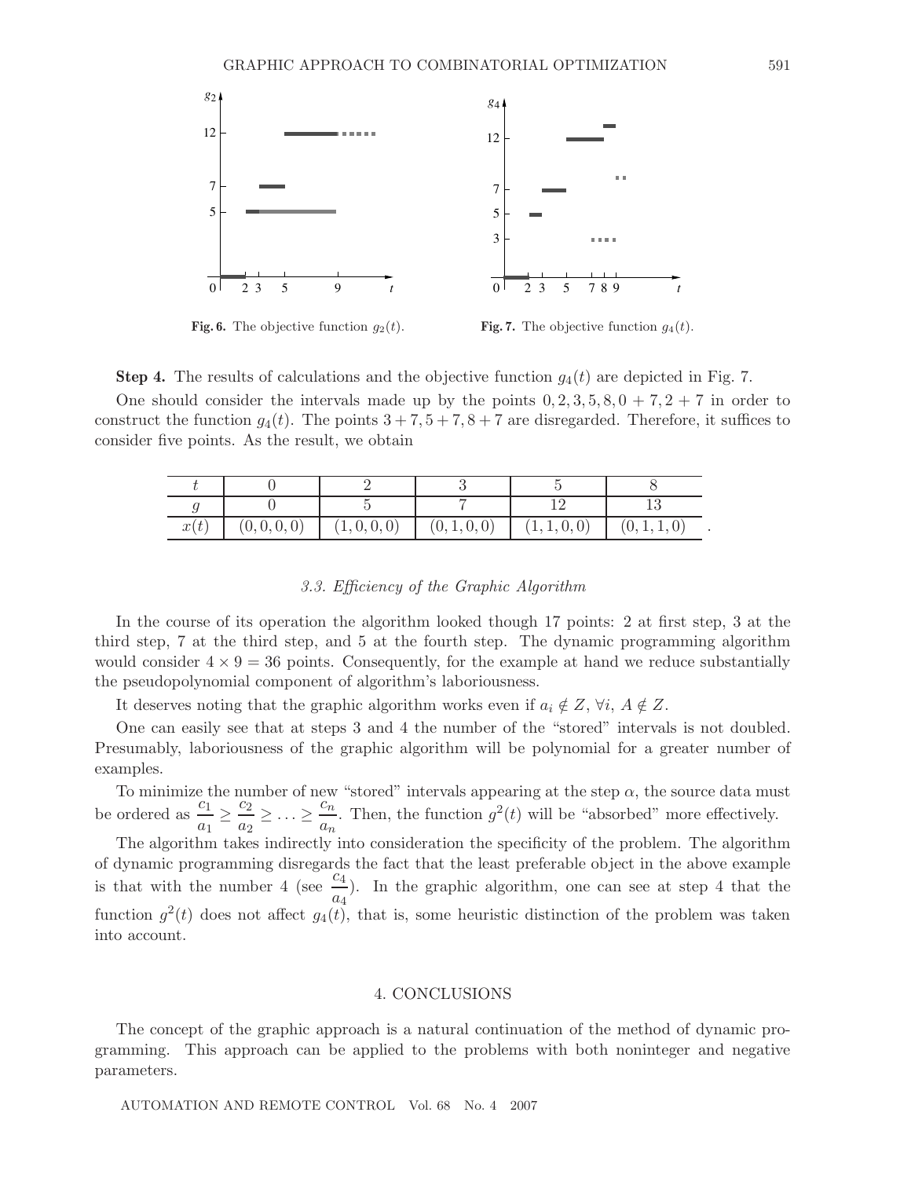Fig. 6. The objective function $g_2(t)$.

Fig. 7. The objective function $g_4(t)$.

**Step 4.** The results of calculations and the objective function $g_4(t)$ are depicted in Fig. 7.

One should consider the intervals made up by the points $0, 2, 3, 5, 8, 0 + 7, 2 + 7$ in order to construct the function $g_4(t)$. The points $3 + 7, 5 + 7, 8 + 7$ are disregarded. Therefore, it suffices to consider five points. As the result, we obtain

| $t$ | 0 | 2 | 3 | 5 | 8 |
|---|---|---|---|---|---|
| $g$ | 0 | 5 | 7 | 12 | 13 |
| $x(t)$ | $(0, 0, 0, 0)$ | $(1, 0, 0, 0)$ | $(0, 1, 0, 0)$ | $(1, 1, 0, 0)$ | $(0, 1, 1, 0)$ |

### *3.3. Efficiency of the Graphic Algorithm*

In the course of its operation the algorithm looked though 17 points: 2 at first step, 3 at the third step, 7 at the third step, and 5 at the fourth step. The dynamic programming algorithm would consider $4 \times 9 = 36$ points. Consequently, for the example at hand we reduce substantially the pseudopolynomial component of algorithm's laboriousness.

It deserves noting that the graphic algorithm works even if $a_i \notin Z$, $\forall i$, $A \notin Z$.

One can easily see that at steps 3 and 4 the number of the "stored" intervals is not doubled. Presumably, laboriousness of the graphic algorithm will be polynomial for a greater number of examples.

To minimize the number of new "stored" intervals appearing at the step $\alpha$, the source data must be ordered as $\frac{c_1}{a_1} \geq \frac{c_2}{a_2} \geq \ldots \geq \frac{c_n}{a_n}$. Then, the function $g^2(t)$ will be "absorbed" more effectively.

The algorithm takes indirectly into consideration the specificity of the problem. The algorithm of dynamic programming disregards the fact that the least preferable object in the above example is that with the number 4 (see $\frac{c_4}{a_4}$). In the graphic algorithm, one can see at step 4 that the function $g^2(t)$ does not affect $g_4(t)$, that is, some heuristic distinction of the problem was taken into account.

## 4. CONCLUSIONS

The concept of the graphic approach is a natural continuation of the method of dynamic programming. This approach can be applied to the problems with both noninteger and negative parameters.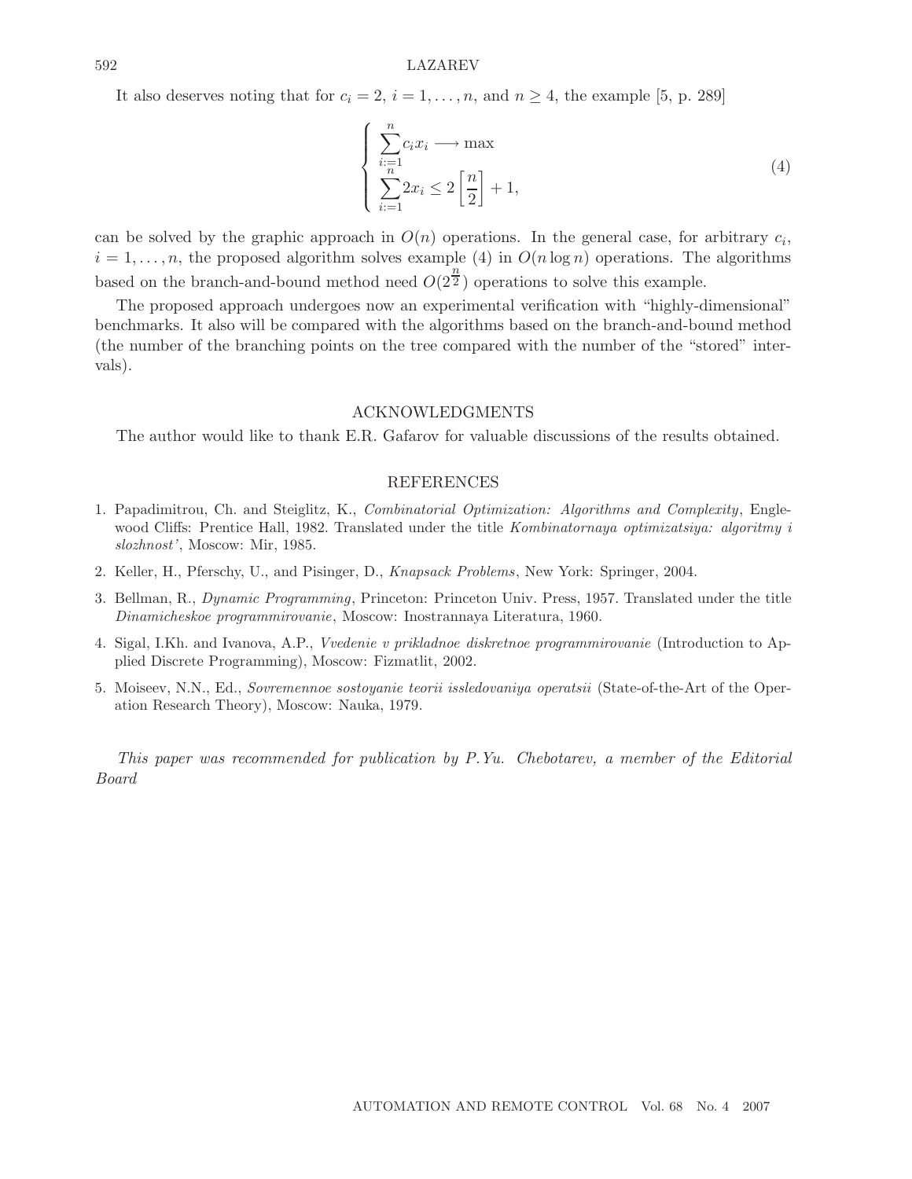It also deserves noting that for $c_i = 2$, $i = 1, \ldots, n$, and $n \geq 4$, the example [5, p. 289]

$$
\begin{cases} \sum\limits_{i:=1}^{n} c_i x_i \longrightarrow \max \\ \sum\limits_{i:=1}^{n} 2x_i \leq 2\left[\dfrac{n}{2}\right] + 1, \end{cases} \tag{4}
$$

can be solved by the graphic approach in $O(n)$ operations. In the general case, for arbitrary $c_i$, $i = 1, \ldots, n$, the proposed algorithm solves example (4) in $O(n \log n)$ operations. The algorithms based on the branch-and-bound method need $O(2^{\frac{n}{2}})$ operations to solve this example.

The proposed approach undergoes now an experimental verification with "highly-dimensional" benchmarks. It also will be compared with the algorithms based on the branch-and-bound method (the number of the branching points on the tree compared with the number of the "stored" intervals).

## ACKNOWLEDGMENTS

The author would like to thank E.R. Gafarov for valuable discussions of the results obtained.

## REFERENCES

1. Papadimitrou, Ch. and Steiglitz, K., *Combinatorial Optimization: Algorithms and Complexity*, Englewood Cliffs: Prentice Hall, 1982. Translated under the title *Kombinatornaya optimizatsiya: algoritmy i slozhnost'*, Moscow: Mir, 1985.
2. Keller, H., Pferschy, U., and Pisinger, D., *Knapsack Problems*, New York: Springer, 2004.
3. Bellman, R., *Dynamic Programming*, Princeton: Princeton Univ. Press, 1957. Translated under the title *Dinamicheskoe programmirovanie*, Moscow: Inostrannaya Literatura, 1960.
4. Sigal, I.Kh. and Ivanova, A.P., *Vvedenie v prikladnoe diskretnoe programmirovanie* (Introduction to Applied Discrete Programming), Moscow: Fizmatlit, 2002.
5. Moiseev, N.N., Ed., *Sovremennoe sostoyanie teorii issledovaniya operatsii* (State-of-the-Art of the Operation Research Theory), Moscow: Nauka, 1979.

*This paper was recommended for publication by P.Yu. Chebotarev, a member of the Editorial Board*